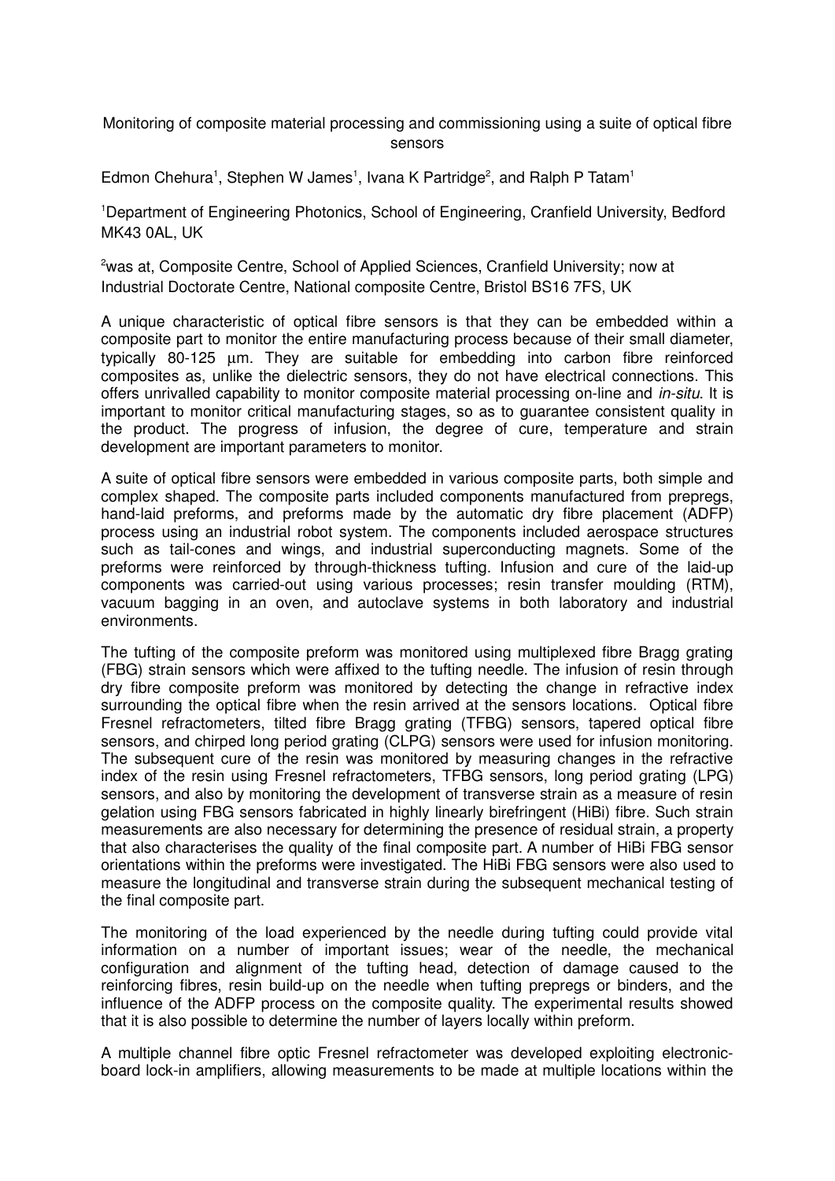# Monitoring of composite material processing and commissioning using a suite of optical fibre sensors

Edmon Chehura[1], Stephen W James[1], Ivana K Partridge[2], and Ralph P Tatam[1]

[1]Department of Engineering Photonics, School of Engineering, Cranfield University, Bedford MK43 0AL, UK

[2]was at, Composite Centre, School of Applied Sciences, Cranfield University; now at Industrial Doctorate Centre, National composite Centre, Bristol BS16 7FS, UK

A unique characteristic of optical fibre sensors is that they can be embedded within a composite part to monitor the entire manufacturing process because of their small diameter, typically 80-125 μm. They are suitable for embedding into carbon fibre reinforced composites as, unlike the dielectric sensors, they do not have electrical connections. This offers unrivalled capability to monitor composite material processing on-line and *in-situ*. It is important to monitor critical manufacturing stages, so as to guarantee consistent quality in the product. The progress of infusion, the degree of cure, temperature and strain development are important parameters to monitor.

A suite of optical fibre sensors were embedded in various composite parts, both simple and complex shaped. The composite parts included components manufactured from prepregs, hand-laid preforms, and preforms made by the automatic dry fibre placement (ADFP) process using an industrial robot system. The components included aerospace structures such as tail-cones and wings, and industrial superconducting magnets. Some of the preforms were reinforced by through-thickness tufting. Infusion and cure of the laid-up components was carried-out using various processes; resin transfer moulding (RTM), vacuum bagging in an oven, and autoclave systems in both laboratory and industrial environments.

The tufting of the composite preform was monitored using multiplexed fibre Bragg grating (FBG) strain sensors which were affixed to the tufting needle. The infusion of resin through dry fibre composite preform was monitored by detecting the change in refractive index surrounding the optical fibre when the resin arrived at the sensors locations. Optical fibre Fresnel refractometers, tilted fibre Bragg grating (TFBG) sensors, tapered optical fibre sensors, and chirped long period grating (CLPG) sensors were used for infusion monitoring. The subsequent cure of the resin was monitored by measuring changes in the refractive index of the resin using Fresnel refractometers, TFBG sensors, long period grating (LPG) sensors, and also by monitoring the development of transverse strain as a measure of resin gelation using FBG sensors fabricated in highly linearly birefringent (HiBi) fibre. Such strain measurements are also necessary for determining the presence of residual strain, a property that also characterises the quality of the final composite part. A number of HiBi FBG sensor orientations within the preforms were investigated. The HiBi FBG sensors were also used to measure the longitudinal and transverse strain during the subsequent mechanical testing of the final composite part.

The monitoring of the load experienced by the needle during tufting could provide vital information on a number of important issues; wear of the needle, the mechanical configuration and alignment of the tufting head, detection of damage caused to the reinforcing fibres, resin build-up on the needle when tufting prepregs or binders, and the influence of the ADFP process on the composite quality. The experimental results showed that it is also possible to determine the number of layers locally within preform.

A multiple channel fibre optic Fresnel refractometer was developed exploiting electronic-board lock-in amplifiers, allowing measurements to be made at multiple locations within the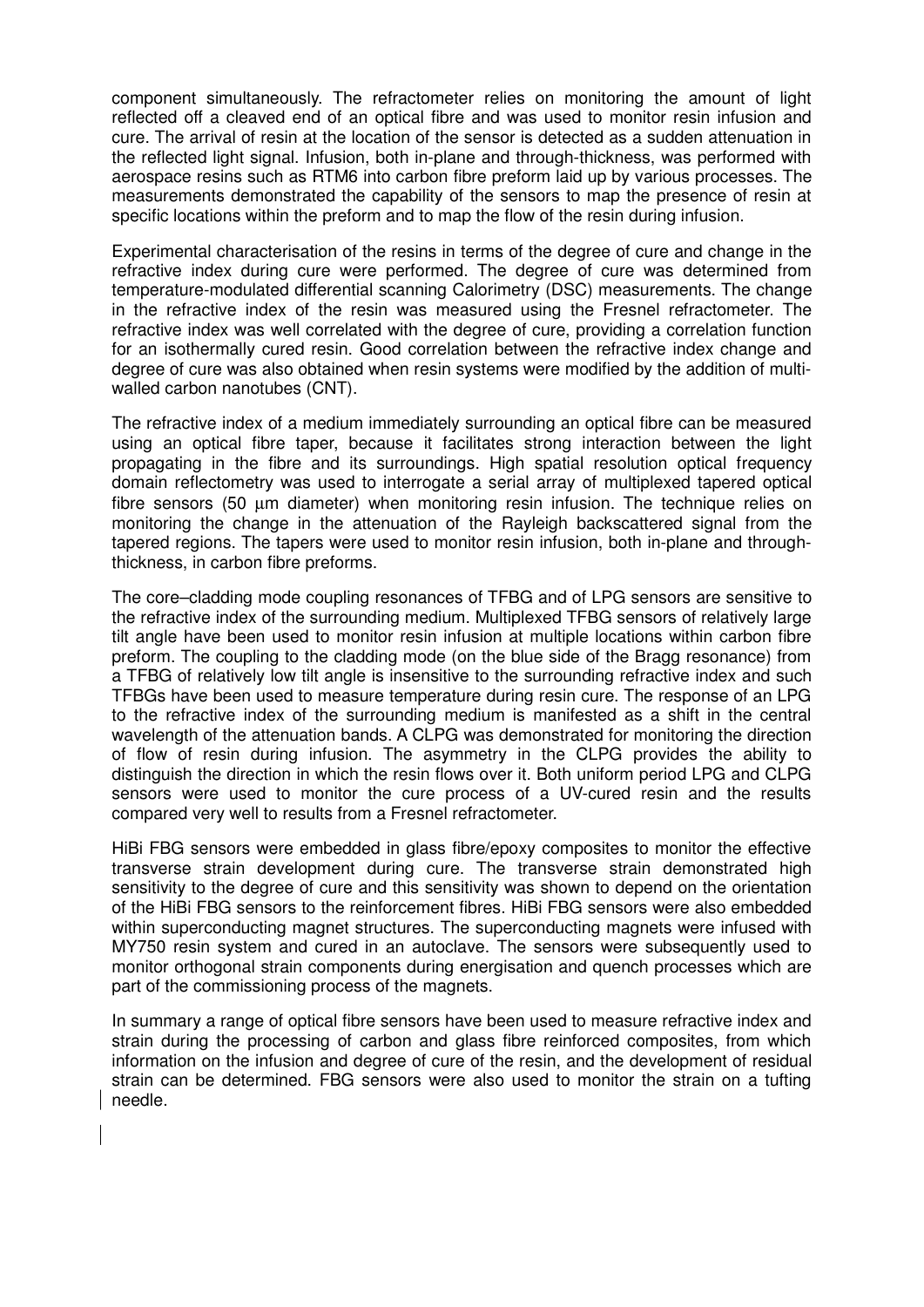component simultaneously. The refractometer relies on monitoring the amount of light reflected off a cleaved end of an optical fibre and was used to monitor resin infusion and cure. The arrival of resin at the location of the sensor is detected as a sudden attenuation in the reflected light signal. Infusion, both in-plane and through-thickness, was performed with aerospace resins such as RTM6 into carbon fibre preform laid up by various processes. The measurements demonstrated the capability of the sensors to map the presence of resin at specific locations within the preform and to map the flow of the resin during infusion.

Experimental characterisation of the resins in terms of the degree of cure and change in the refractive index during cure were performed. The degree of cure was determined from temperature-modulated differential scanning Calorimetry (DSC) measurements. The change in the refractive index of the resin was measured using the Fresnel refractometer. The refractive index was well correlated with the degree of cure, providing a correlation function for an isothermally cured resin. Good correlation between the refractive index change and degree of cure was also obtained when resin systems were modified by the addition of multi-walled carbon nanotubes (CNT).

The refractive index of a medium immediately surrounding an optical fibre can be measured using an optical fibre taper, because it facilitates strong interaction between the light propagating in the fibre and its surroundings. High spatial resolution optical frequency domain reflectometry was used to interrogate a serial array of multiplexed tapered optical fibre sensors (50 µm diameter) when monitoring resin infusion. The technique relies on monitoring the change in the attenuation of the Rayleigh backscattered signal from the tapered regions. The tapers were used to monitor resin infusion, both in-plane and through-thickness, in carbon fibre preforms.

The core–cladding mode coupling resonances of TFBG and of LPG sensors are sensitive to the refractive index of the surrounding medium. Multiplexed TFBG sensors of relatively large tilt angle have been used to monitor resin infusion at multiple locations within carbon fibre preform. The coupling to the cladding mode (on the blue side of the Bragg resonance) from a TFBG of relatively low tilt angle is insensitive to the surrounding refractive index and such TFBGs have been used to measure temperature during resin cure. The response of an LPG to the refractive index of the surrounding medium is manifested as a shift in the central wavelength of the attenuation bands. A CLPG was demonstrated for monitoring the direction of flow of resin during infusion. The asymmetry in the CLPG provides the ability to distinguish the direction in which the resin flows over it. Both uniform period LPG and CLPG sensors were used to monitor the cure process of a UV-cured resin and the results compared very well to results from a Fresnel refractometer.

HiBi FBG sensors were embedded in glass fibre/epoxy composites to monitor the effective transverse strain development during cure. The transverse strain demonstrated high sensitivity to the degree of cure and this sensitivity was shown to depend on the orientation of the HiBi FBG sensors to the reinforcement fibres. HiBi FBG sensors were also embedded within superconducting magnet structures. The superconducting magnets were infused with MY750 resin system and cured in an autoclave. The sensors were subsequently used to monitor orthogonal strain components during energisation and quench processes which are part of the commissioning process of the magnets.

In summary a range of optical fibre sensors have been used to measure refractive index and strain during the processing of carbon and glass fibre reinforced composites, from which information on the infusion and degree of cure of the resin, and the development of residual strain can be determined. FBG sensors were also used to monitor the strain on a tufting needle.